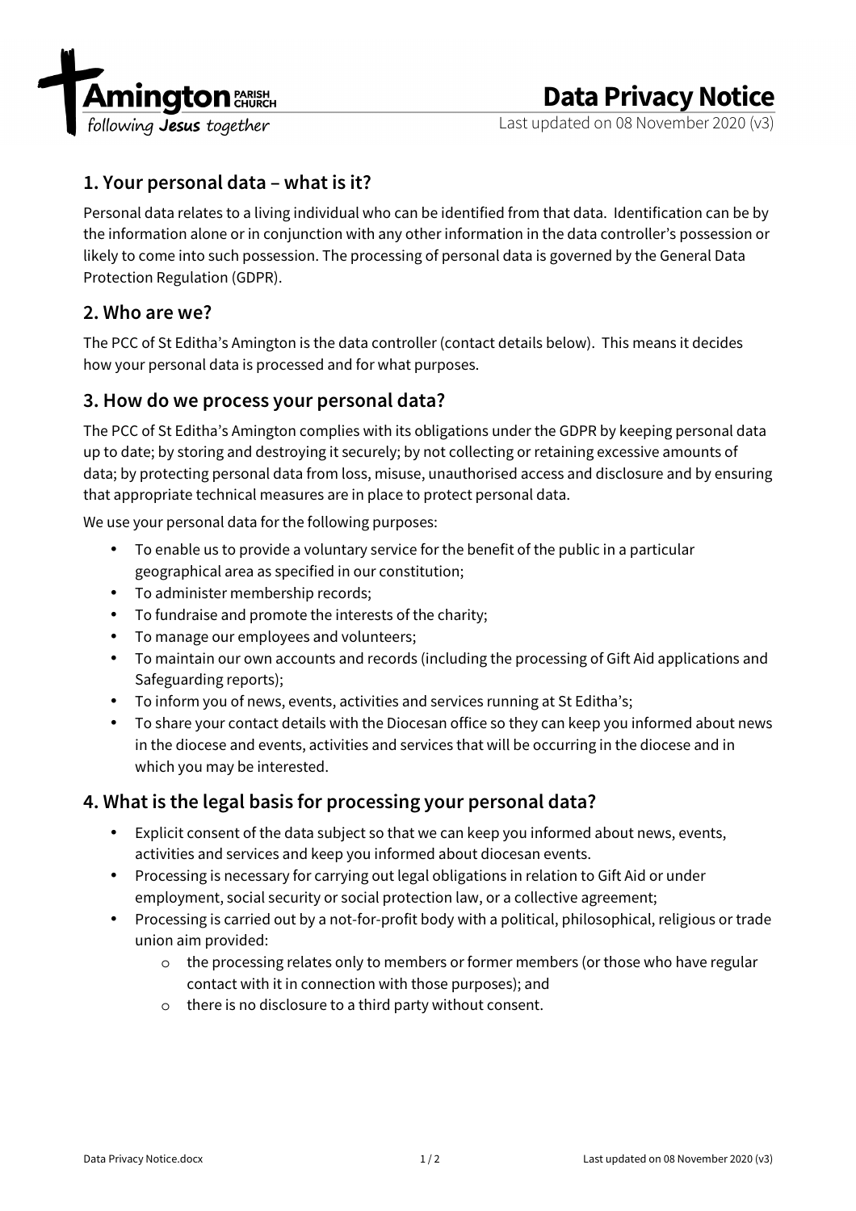Amington PARISH CHURCH
*following **Jesus** together*

# Data Privacy Notice

Last updated on 08 November 2020 (v3)

## 1. Your personal data – what is it?

Personal data relates to a living individual who can be identified from that data. Identification can be by the information alone or in conjunction with any other information in the data controller's possession or likely to come into such possession. The processing of personal data is governed by the General Data Protection Regulation (GDPR).

## 2. Who are we?

The PCC of St Editha's Amington is the data controller (contact details below). This means it decides how your personal data is processed and for what purposes.

## 3. How do we process your personal data?

The PCC of St Editha's Amington complies with its obligations under the GDPR by keeping personal data up to date; by storing and destroying it securely; by not collecting or retaining excessive amounts of data; by protecting personal data from loss, misuse, unauthorised access and disclosure and by ensuring that appropriate technical measures are in place to protect personal data.

We use your personal data for the following purposes:

- To enable us to provide a voluntary service for the benefit of the public in a particular geographical area as specified in our constitution;
- To administer membership records;
- To fundraise and promote the interests of the charity;
- To manage our employees and volunteers;
- To maintain our own accounts and records (including the processing of Gift Aid applications and Safeguarding reports);
- To inform you of news, events, activities and services running at St Editha's;
- To share your contact details with the Diocesan office so they can keep you informed about news in the diocese and events, activities and services that will be occurring in the diocese and in which you may be interested.

## 4. What is the legal basis for processing your personal data?

- Explicit consent of the data subject so that we can keep you informed about news, events, activities and services and keep you informed about diocesan events.
- Processing is necessary for carrying out legal obligations in relation to Gift Aid or under employment, social security or social protection law, or a collective agreement;
- Processing is carried out by a not-for-profit body with a political, philosophical, religious or trade union aim provided:
  - the processing relates only to members or former members (or those who have regular contact with it in connection with those purposes); and
  - there is no disclosure to a third party without consent.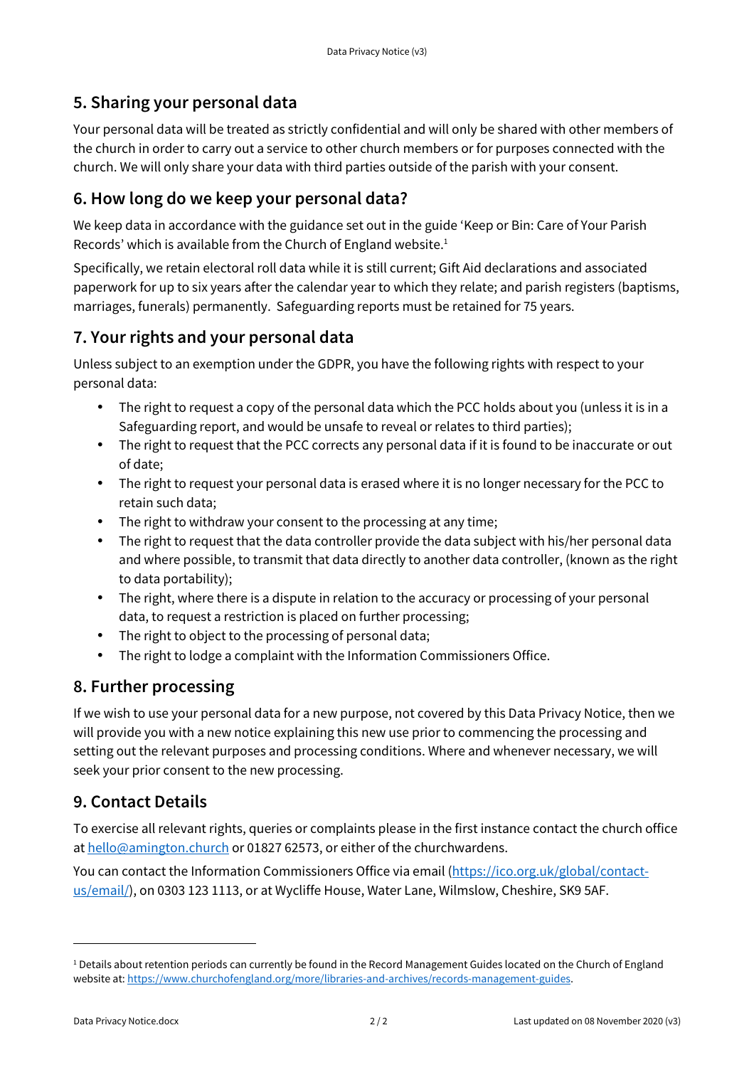## 5. Sharing your personal data

Your personal data will be treated as strictly confidential and will only be shared with other members of the church in order to carry out a service to other church members or for purposes connected with the church. We will only share your data with third parties outside of the parish with your consent.

## 6. How long do we keep your personal data?

We keep data in accordance with the guidance set out in the guide 'Keep or Bin: Care of Your Parish Records' which is available from the Church of England website.[1]

Specifically, we retain electoral roll data while it is still current; Gift Aid declarations and associated paperwork for up to six years after the calendar year to which they relate; and parish registers (baptisms, marriages, funerals) permanently. Safeguarding reports must be retained for 75 years.

## 7. Your rights and your personal data

Unless subject to an exemption under the GDPR, you have the following rights with respect to your personal data:

- The right to request a copy of the personal data which the PCC holds about you (unless it is in a Safeguarding report, and would be unsafe to reveal or relates to third parties);
- The right to request that the PCC corrects any personal data if it is found to be inaccurate or out of date;
- The right to request your personal data is erased where it is no longer necessary for the PCC to retain such data;
- The right to withdraw your consent to the processing at any time;
- The right to request that the data controller provide the data subject with his/her personal data and where possible, to transmit that data directly to another data controller, (known as the right to data portability);
- The right, where there is a dispute in relation to the accuracy or processing of your personal data, to request a restriction is placed on further processing;
- The right to object to the processing of personal data;
- The right to lodge a complaint with the Information Commissioners Office.

## 8. Further processing

If we wish to use your personal data for a new purpose, not covered by this Data Privacy Notice, then we will provide you with a new notice explaining this new use prior to commencing the processing and setting out the relevant purposes and processing conditions. Where and whenever necessary, we will seek your prior consent to the new processing.

## 9. Contact Details

To exercise all relevant rights, queries or complaints please in the first instance contact the church office at hello@amington.church or 01827 62573, or either of the churchwardens.

You can contact the Information Commissioners Office via email (https://ico.org.uk/global/contact-us/email/), on 0303 123 1113, or at Wycliffe House, Water Lane, Wilmslow, Cheshire, SK9 5AF.

---

[1] Details about retention periods can currently be found in the Record Management Guides located on the Church of England website at: https://www.churchofengland.org/more/libraries-and-archives/records-management-guides.